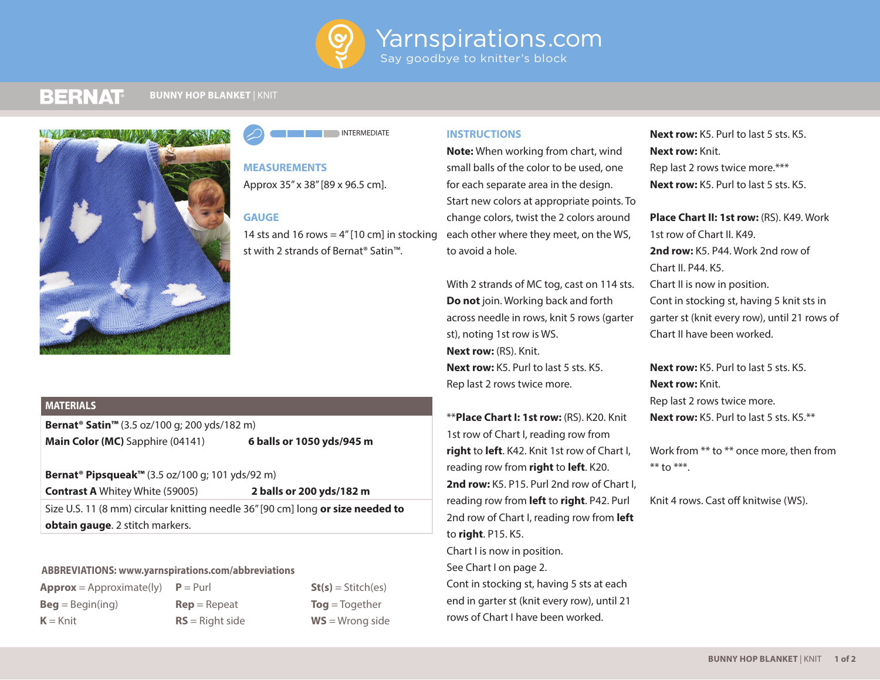Yarnspirations.com
Say goodbye to knitter's block

BERNAT

# BUNNY HOP BLANKET | KNIT

INTERMEDIATE

## MEASUREMENTS

Approx 35" x 38" [89 x 96.5 cm].

## GAUGE

14 sts and 16 rows = 4" [10 cm] in stocking st with 2 strands of Bernat® Satin™.

## MATERIALS

**Bernat® Satin™** (3.5 oz/100 g; 200 yds/182 m)
**Main Color (MC)** Sapphire (04141) **6 balls or 1050 yds/945 m**

**Bernat® Pipsqueak™** (3.5 oz/100 g; 101 yds/92 m)
**Contrast A** Whitey White (59005) **2 balls or 200 yds/182 m**

Size U.S. 11 (8 mm) circular knitting needle 36" [90 cm] long **or size needed to obtain gauge**. 2 stitch markers.

## ABBREVIATIONS: www.yarnspirations.com/abbreviations

**Approx** = Approximate(ly)
**Beg** = Begin(ing)
**K** = Knit
**P** = Purl
**Rep** = Repeat
**RS** = Right side
**St(s)** = Stitch(es)
**Tog** = Together
**WS** = Wrong side

## INSTRUCTIONS

**Note:** When working from chart, wind small balls of the color to be used, one for each separate area in the design. Start new colors at appropriate points. To change colors, twist the 2 colors around each other where they meet, on the WS, to avoid a hole.

With 2 strands of MC tog, cast on 114 sts. **Do not** join. Working back and forth across needle in rows, knit 5 rows (garter st), noting 1st row is WS.
**Next row:** (RS). Knit.
**Next row:** K5. Purl to last 5 sts. K5.
Rep last 2 rows twice more.

**Place Chart I: 1st row:** (RS). K20. Knit 1st row of Chart I, reading row from **right** to **left**. K42. Knit 1st row of Chart I, reading row from **right** to **left**. K20.
**2nd row:** K5. P15. Purl 2nd row of Chart I, reading row from **left** to **right**. P42. Purl 2nd row of Chart I, reading row from **left** to **right**. P15. K5.
Chart I is now in position.
See Chart I on page 2.
Cont in stocking st, having 5 sts at each end in garter st (knit every row), until 21 rows of Chart I have been worked.

**Next row:** K5. Purl to last 5 sts. K5.
**Next row:** Knit.
Rep last 2 rows twice more.***
**Next row:** K5. Purl to last 5 sts. K5.

**Place Chart II: 1st row:** (RS). K49. Work 1st row of Chart II. K49.
**2nd row:** K5. P44. Work 2nd row of Chart II. P44. K5.
Chart II is now in position.
Cont in stocking st, having 5 knit sts in garter st (knit every row), until 21 rows of Chart II have been worked.

**Next row:** K5. Purl to last 5 sts. K5.
**Next row:** Knit.
Rep last 2 rows twice more.
**Next row:** K5. Purl to last 5 sts. K5.**

Work from ** to ** once more, then from ** to ***.

Knit 4 rows. Cast off knitwise (WS).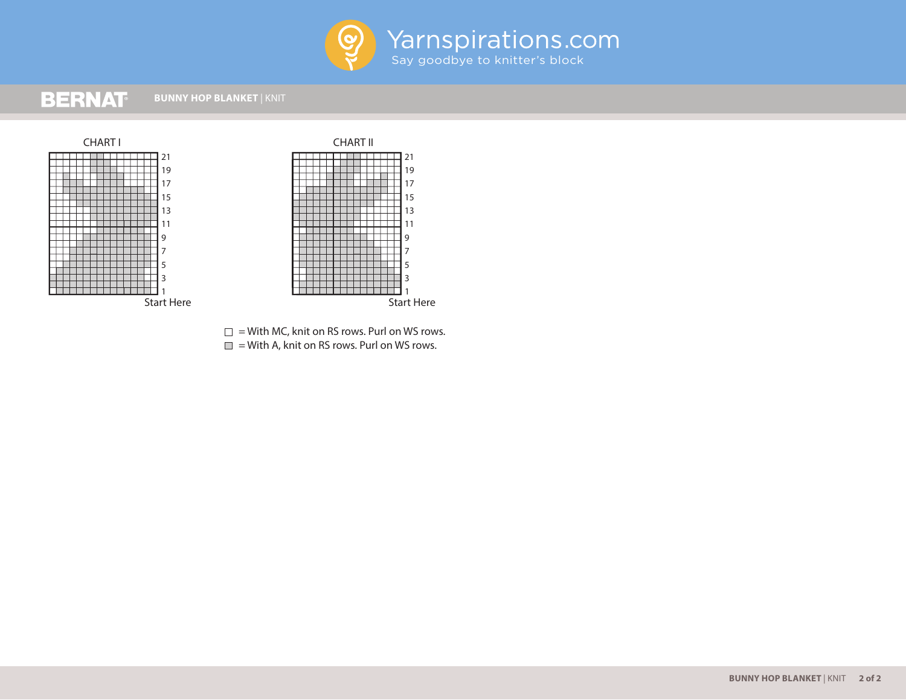CHART I

21
19
17
15
13
11
9
7
5
3
1
Start Here

CHART II

21
19
17
15
13
11
9
7
5
3
1
Start Here

□ = With MC, knit on RS rows. Purl on WS rows.

■ = With A, knit on RS rows. Purl on WS rows.